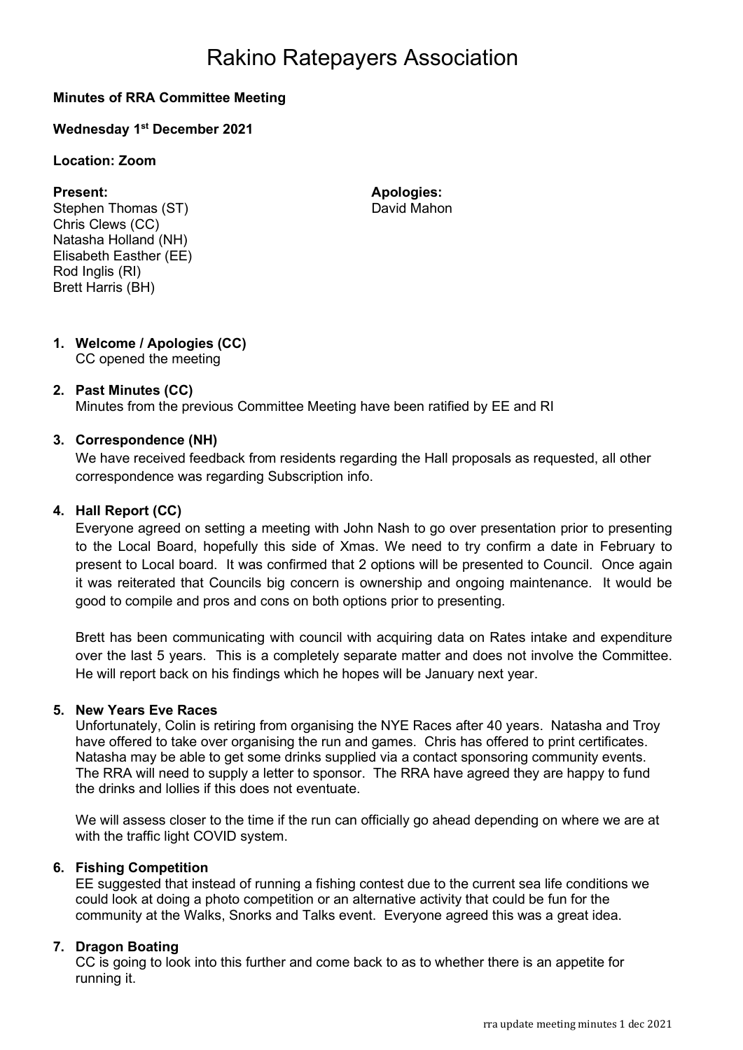# Rakino Ratepayers Association

**Minutes of RRA Committee Meeting**

**Wednesday 1st December 2021**

**Location: Zoom**

**Present:**
Stephen Thomas (ST)
Chris Clews (CC)
Natasha Holland (NH)
Elisabeth Easther (EE)
Rod Inglis (RI)
Brett Harris (BH)

**Apologies:**
David Mahon

1. **Welcome / Apologies (CC)**
   CC opened the meeting

2. **Past Minutes (CC)**
   Minutes from the previous Committee Meeting have been ratified by EE and RI

3. **Correspondence (NH)**
   We have received feedback from residents regarding the Hall proposals as requested, all other correspondence was regarding Subscription info.

4. **Hall Report (CC)**
   Everyone agreed on setting a meeting with John Nash to go over presentation prior to presenting to the Local Board, hopefully this side of Xmas. We need to try confirm a date in February to present to Local board. It was confirmed that 2 options will be presented to Council. Once again it was reiterated that Councils big concern is ownership and ongoing maintenance. It would be good to compile and pros and cons on both options prior to presenting.

   Brett has been communicating with council with acquiring data on Rates intake and expenditure over the last 5 years. This is a completely separate matter and does not involve the Committee. He will report back on his findings which he hopes will be January next year.

5. **New Years Eve Races**
   Unfortunately, Colin is retiring from organising the NYE Races after 40 years. Natasha and Troy have offered to take over organising the run and games. Chris has offered to print certificates. Natasha may be able to get some drinks supplied via a contact sponsoring community events. The RRA will need to supply a letter to sponsor. The RRA have agreed they are happy to fund the drinks and lollies if this does not eventuate.

   We will assess closer to the time if the run can officially go ahead depending on where we are at with the traffic light COVID system.

6. **Fishing Competition**
   EE suggested that instead of running a fishing contest due to the current sea life conditions we could look at doing a photo competition or an alternative activity that could be fun for the community at the Walks, Snorks and Talks event. Everyone agreed this was a great idea.

7. **Dragon Boating**
   CC is going to look into this further and come back to as to whether there is an appetite for running it.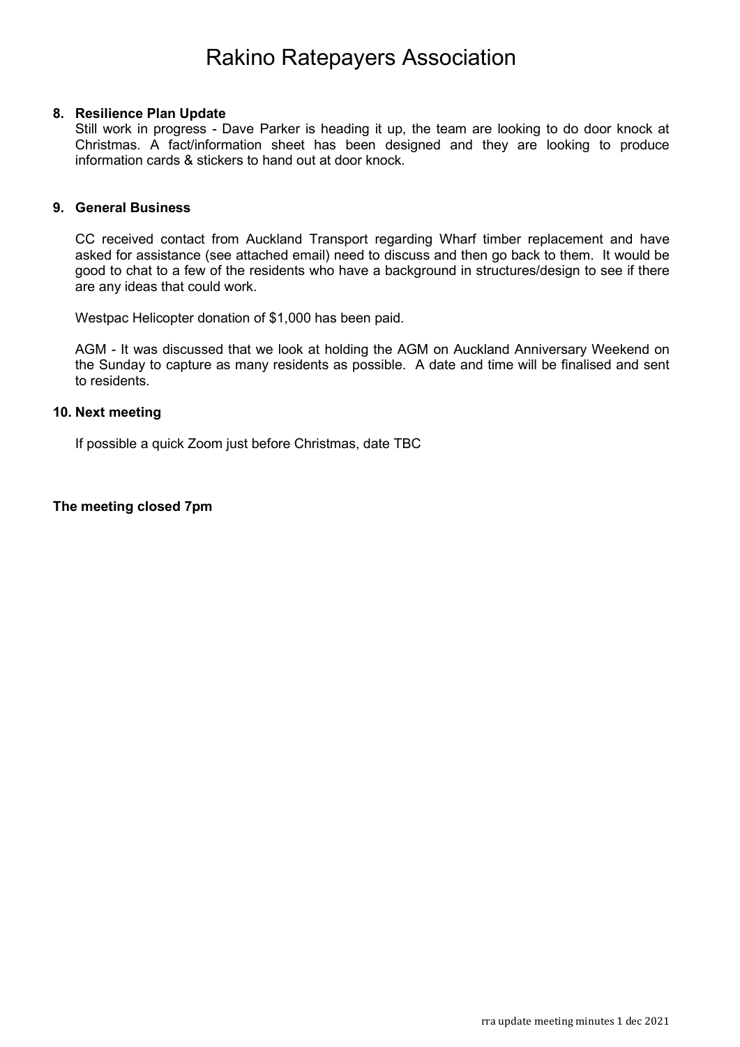# Rakino Ratepayers Association

**8. Resilience Plan Update**

Still work in progress - Dave Parker is heading it up, the team are looking to do door knock at Christmas. A fact/information sheet has been designed and they are looking to produce information cards & stickers to hand out at door knock.

**9. General Business**

CC received contact from Auckland Transport regarding Wharf timber replacement and have asked for assistance (see attached email) need to discuss and then go back to them. It would be good to chat to a few of the residents who have a background in structures/design to see if there are any ideas that could work.

Westpac Helicopter donation of $1,000 has been paid.

AGM - It was discussed that we look at holding the AGM on Auckland Anniversary Weekend on the Sunday to capture as many residents as possible. A date and time will be finalised and sent to residents.

**10. Next meeting**

If possible a quick Zoom just before Christmas, date TBC

**The meeting closed 7pm**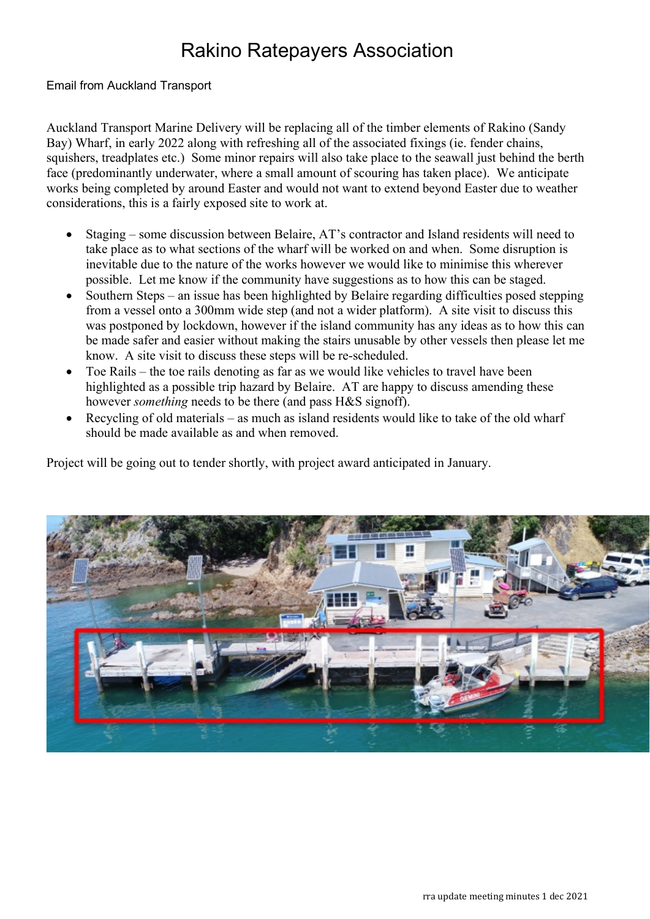# Rakino Ratepayers Association

Email from Auckland Transport

Auckland Transport Marine Delivery will be replacing all of the timber elements of Rakino (Sandy Bay) Wharf, in early 2022 along with refreshing all of the associated fixings (ie. fender chains, squishers, treadplates etc.) Some minor repairs will also take place to the seawall just behind the berth face (predominantly underwater, where a small amount of scouring has taken place). We anticipate works being completed by around Easter and would not want to extend beyond Easter due to weather considerations, this is a fairly exposed site to work at.

- Staging – some discussion between Belaire, AT's contractor and Island residents will need to take place as to what sections of the wharf will be worked on and when. Some disruption is inevitable due to the nature of the works however we would like to minimise this wherever possible. Let me know if the community have suggestions as to how this can be staged.
- Southern Steps – an issue has been highlighted by Belaire regarding difficulties posed stepping from a vessel onto a 300mm wide step (and not a wider platform). A site visit to discuss this was postponed by lockdown, however if the island community has any ideas as to how this can be made safer and easier without making the stairs unusable by other vessels then please let me know. A site visit to discuss these steps will be re-scheduled.
- Toe Rails – the toe rails denoting as far as we would like vehicles to travel have been highlighted as a possible trip hazard by Belaire. AT are happy to discuss amending these however *something* needs to be there (and pass H&S signoff).
- Recycling of old materials – as much as island residents would like to take of the old wharf should be made available as and when removed.

Project will be going out to tender shortly, with project award anticipated in January.